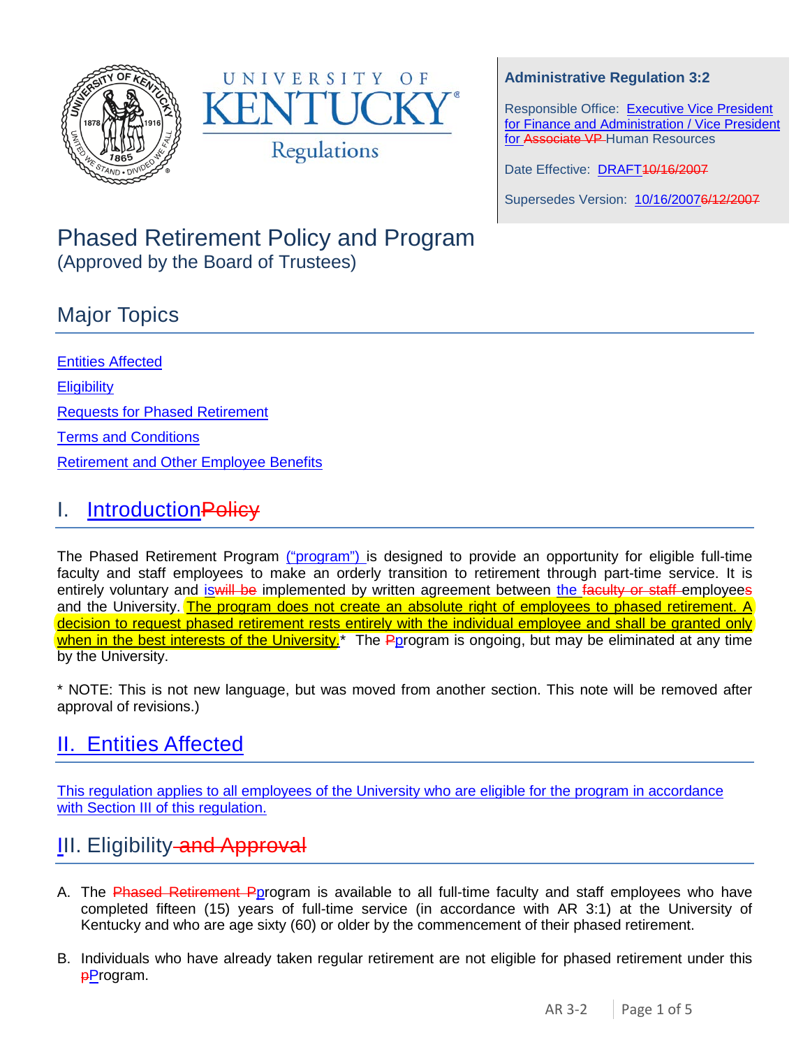UNIVERSITY OF KENTUCKY

Regulations

**Administrative Regulation 3:2**

Responsible Office: Executive Vice President for Finance and Administration / Vice President for ~~Associate VP~~ Human Resources

Date Effective: DRAFT~~10/16/2007~~

Supersedes Version: 10/16/2007~~6/12/2007~~

# Phased Retirement Policy and Program

(Approved by the Board of Trustees)

## Major Topics

Entities Affected

Eligibility

Requests for Phased Retirement

Terms and Conditions

Retirement and Other Employee Benefits

## I. Introduction~~Policy~~

The Phased Retirement Program ("program") is designed to provide an opportunity for eligible full-time faculty and staff employees to make an orderly transition to retirement through part-time service. It is entirely voluntary and is~~will be~~ implemented by written agreement between the ~~faculty or staff~~ employee~~s~~ and the University. The program does not create an absolute right of employees to phased retirement. A decision to request phased retirement rests entirely with the individual employee and shall be granted only when in the best interests of the University.* The ~~P~~program is ongoing, but may be eliminated at any time by the University.

* NOTE: This is not new language, but was moved from another section. This note will be removed after approval of revisions.)

## II. Entities Affected

This regulation applies to all employees of the University who are eligible for the program in accordance with Section III of this regulation.

## III. Eligibility ~~and Approval~~

A. The ~~Phased Retirement P~~program is available to all full-time faculty and staff employees who have completed fifteen (15) years of full-time service (in accordance with AR 3:1) at the University of Kentucky and who are age sixty (60) or older by the commencement of their phased retirement.

B. Individuals who have already taken regular retirement are not eligible for phased retirement under this ~~p~~Program.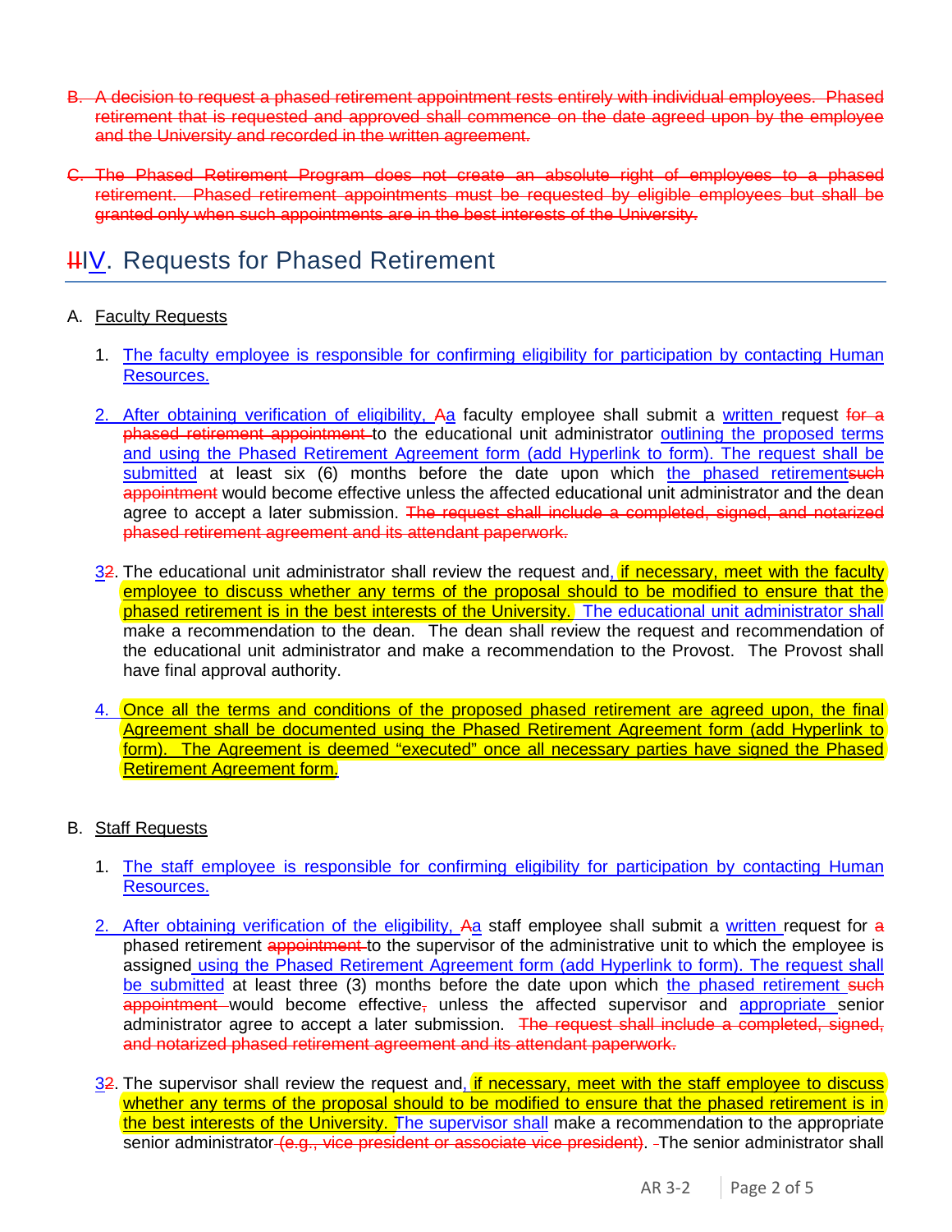~~B. A decision to request a phased retirement appointment rests entirely with individual employees. Phased retirement that is requested and approved shall commence on the date agreed upon by the employee and the University and recorded in the written agreement.~~

~~C. The Phased Retirement Program does not create an absolute right of employees to a phased retirement. Phased retirement appointments must be requested by eligible employees but shall be granted only when such appointments are in the best interests of the University.~~

## ~~II~~IV. Requests for Phased Retirement

A. Faculty Requests

1. The faculty employee is responsible for confirming eligibility for participation by contacting Human Resources.

2. After obtaining verification of eligibility, ~~A~~a faculty employee shall submit a written request ~~for a phased retirement appointment~~ to the educational unit administrator outlining the proposed terms and using the Phased Retirement Agreement form (add Hyperlink to form). The request shall be submitted at least six (6) months before the date upon which the phased retirement~~such appointment~~ would become effective unless the affected educational unit administrator and the dean agree to accept a later submission. ~~The request shall include a completed, signed, and notarized phased retirement agreement and its attendant paperwork.~~

3~~2~~. The educational unit administrator shall review the request and, if necessary, meet with the faculty employee to discuss whether any terms of the proposal should to be modified to ensure that the phased retirement is in the best interests of the University. The educational unit administrator shall make a recommendation to the dean. The dean shall review the request and recommendation of the educational unit administrator and make a recommendation to the Provost. The Provost shall have final approval authority.

4. Once all the terms and conditions of the proposed phased retirement are agreed upon, the final Agreement shall be documented using the Phased Retirement Agreement form (add Hyperlink to form). The Agreement is deemed "executed" once all necessary parties have signed the Phased Retirement Agreement form.

B. Staff Requests

1. The staff employee is responsible for confirming eligibility for participation by contacting Human Resources.

2. After obtaining verification of the eligibility, ~~A~~a staff employee shall submit a written request for ~~a~~ phased retirement ~~appointment~~ to the supervisor of the administrative unit to which the employee is assigned using the Phased Retirement Agreement form (add Hyperlink to form). The request shall be submitted at least three (3) months before the date upon which the phased retirement ~~such appointment~~ would become effective~~,~~ unless the affected supervisor and appropriate senior administrator agree to accept a later submission. ~~The request shall include a completed, signed, and notarized phased retirement agreement and its attendant paperwork.~~

3~~2~~. The supervisor shall review the request and, if necessary, meet with the staff employee to discuss whether any terms of the proposal should to be modified to ensure that the phased retirement is in the best interests of the University. The supervisor shall make a recommendation to the appropriate senior administrator ~~(e.g., vice president or associate vice president)~~. The senior administrator shall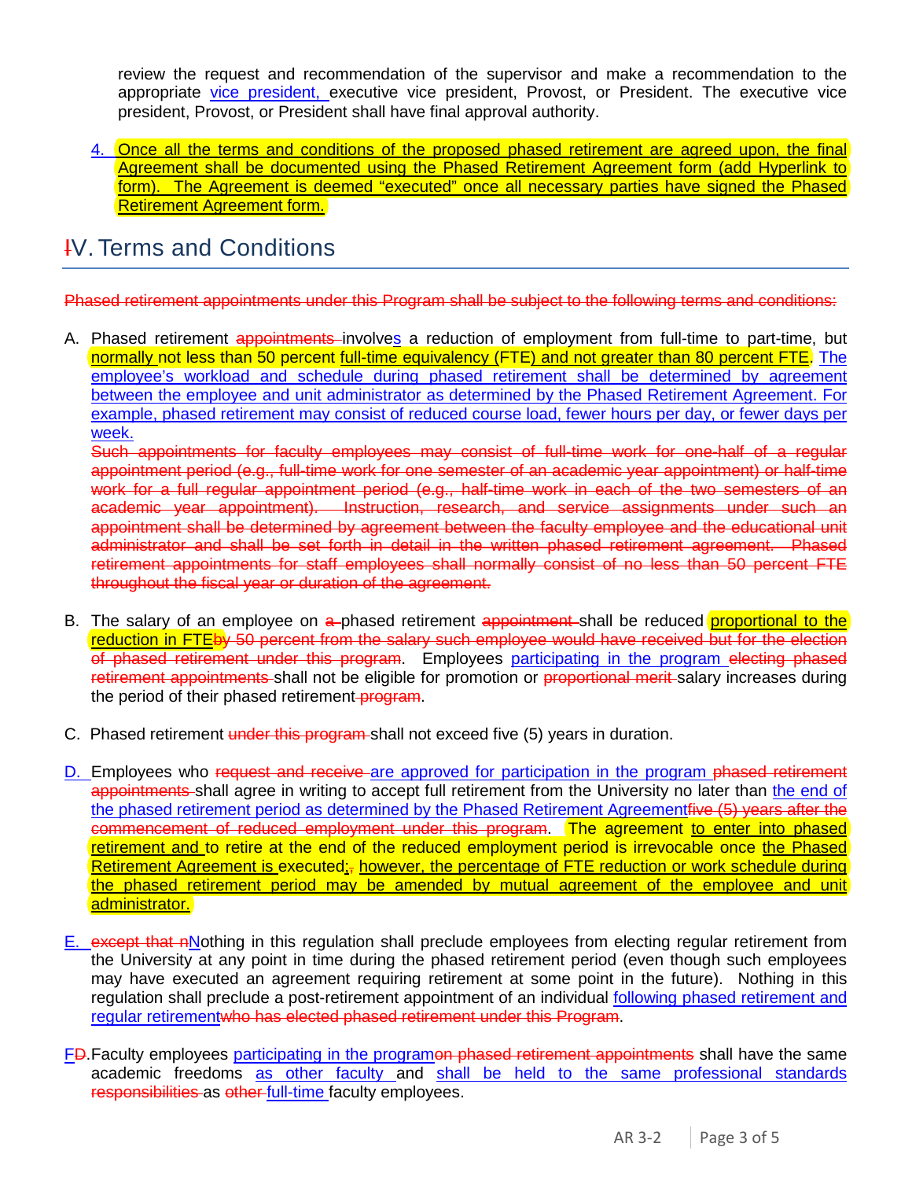review the request and recommendation of the supervisor and make a recommendation to the appropriate vice president, executive vice president, Provost, or President. The executive vice president, Provost, or President shall have final approval authority.

4. Once all the terms and conditions of the proposed phased retirement are agreed upon, the final Agreement shall be documented using the Phased Retirement Agreement form (add Hyperlink to form). The Agreement is deemed "executed" once all necessary parties have signed the Phased Retirement Agreement form.

## IV. Terms and Conditions

~~Phased retirement appointments under this Program shall be subject to the following terms and conditions:~~

A. Phased retirement ~~appointments~~ involves a reduction of employment from full-time to part-time, but normally not less than 50 percent full-time equivalency (FTE) and not greater than 80 percent FTE. The employee's workload and schedule during phased retirement shall be determined by agreement between the employee and unit administrator as determined by the Phased Retirement Agreement. For example, phased retirement may consist of reduced course load, fewer hours per day, or fewer days per week.
~~Such appointments for faculty employees may consist of full-time work for one-half of a regular appointment period (e.g., full-time work for one semester of an academic year appointment) or half-time work for a full regular appointment period (e.g., half-time work in each of the two semesters of an academic year appointment). Instruction, research, and service assignments under such an appointment shall be determined by agreement between the faculty employee and the educational unit administrator and shall be set forth in detail in the written phased retirement agreement. Phased retirement appointments for staff employees shall normally consist of no less than 50 percent FTE throughout the fiscal year or duration of the agreement.~~

B. The salary of an employee on ~~a~~ phased retirement ~~appointment~~ shall be reduced proportional to the reduction in FTE~~by 50 percent from the salary such employee would have received but for the election of phased retirement under this program~~. Employees participating in the program ~~electing phased retirement appointments~~ shall not be eligible for promotion or ~~proportional merit~~ salary increases during the period of their phased retirement ~~program~~.

C. Phased retirement ~~under this program~~ shall not exceed five (5) years in duration.

D. Employees who ~~request and receive~~ are approved for participation in the program ~~phased retirement appointments~~ shall agree in writing to accept full retirement from the University no later than the end of the phased retirement period as determined by the Phased Retirement Agreement~~five (5) years after the commencement of reduced employment under this program~~. The agreement to enter into phased retirement and to retire at the end of the reduced employment period is irrevocable once the Phased Retirement Agreement is executed;~~,~~ however, the percentage of FTE reduction or work schedule during the phased retirement period may be amended by mutual agreement of the employee and unit administrator.

E. ~~except that n~~Nothing in this regulation shall preclude employees from electing regular retirement from the University at any point in time during the phased retirement period (even though such employees may have executed an agreement requiring retirement at some point in the future). Nothing in this regulation shall preclude a post-retirement appointment of an individual following phased retirement and regular retirement~~who has elected phased retirement under this Program~~.

F~~D~~. Faculty employees participating in the program~~on phased retirement appointments~~ shall have the same academic freedoms as other faculty and shall be held to the same professional standards ~~responsibilities~~ as ~~other~~ full-time faculty employees.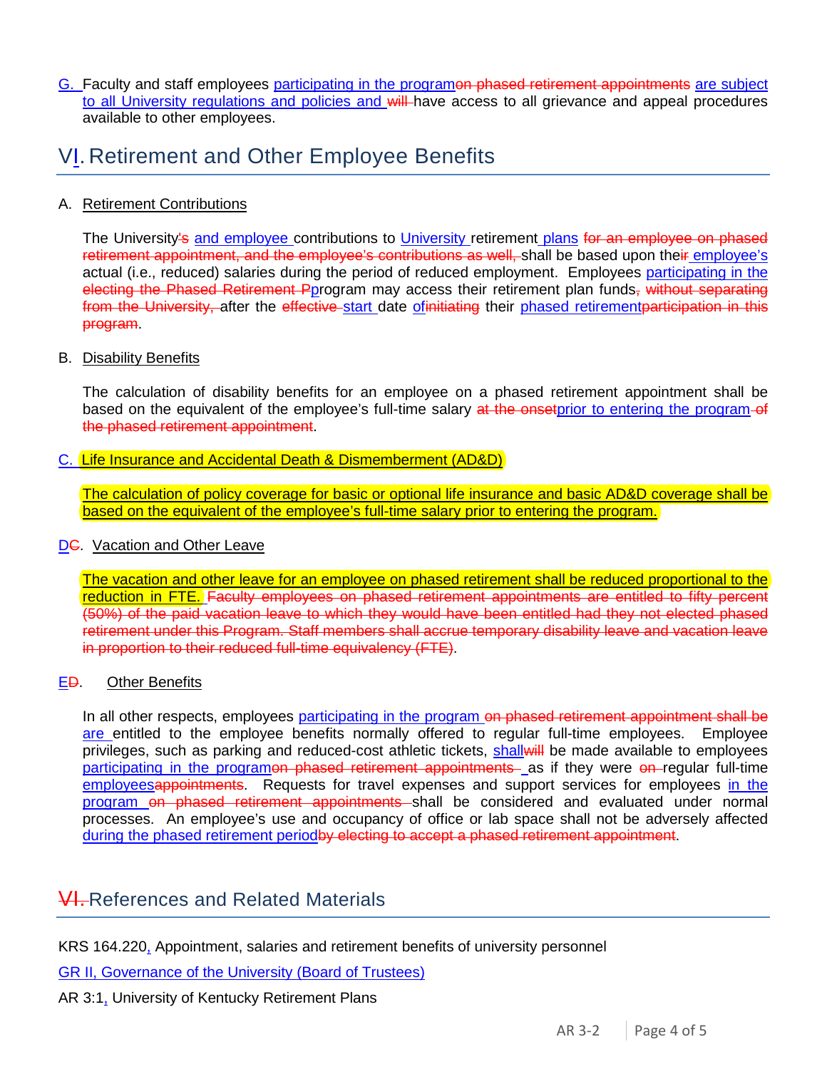G. Faculty and staff employees participating in the program~~on phased retirement appointments~~ are subject to all University regulations and policies and ~~will~~ have access to all grievance and appeal procedures available to other employees.

# VI. Retirement and Other Employee Benefits

A. Retirement Contributions

The University~~'s~~ and employee contributions to University retirement plans ~~for an employee on phased retirement appointment, and the employee's contributions as well,~~ shall be based upon thei~~r~~ employee's actual (i.e., reduced) salaries during the period of reduced employment. Employees participating in the ~~electing the Phased Retirement P~~program may access their retirement plan funds~~,~~ ~~without separating from the University,~~ after the ~~effective~~ start date of~~initiating~~ their phased retirement~~participation in this program~~.

B. Disability Benefits

The calculation of disability benefits for an employee on a phased retirement appointment shall be based on the equivalent of the employee's full-time salary ~~at the onset~~prior to entering the program ~~of the phased retirement appointment~~.

C. Life Insurance and Accidental Death & Dismemberment (AD&D)

The calculation of policy coverage for basic or optional life insurance and basic AD&D coverage shall be based on the equivalent of the employee's full-time salary prior to entering the program.

D~~C~~. Vacation and Other Leave

The vacation and other leave for an employee on phased retirement shall be reduced proportional to the reduction in FTE. ~~Faculty employees on phased retirement appointments are entitled to fifty percent (50%) of the paid vacation leave to which they would have been entitled had they not elected phased retirement under this Program. Staff members shall accrue temporary disability leave and vacation leave in proportion to their reduced full-time equivalency (FTE)~~.

E~~D~~. Other Benefits

In all other respects, employees participating in the program ~~on phased retirement appointment shall be~~ are entitled to the employee benefits normally offered to regular full-time employees. Employee privileges, such as parking and reduced-cost athletic tickets, shall~~will~~ be made available to employees participating in the program~~on phased retirement appointments~~ as if they were ~~on~~ regular full-time employees~~appointments~~. Requests for travel expenses and support services for employees in the program ~~on phased retirement appointments~~ shall be considered and evaluated under normal processes. An employee's use and occupancy of office or lab space shall not be adversely affected during the phased retirement period~~by electing to accept a phased retirement appointment~~.

# ~~VI.~~ References and Related Materials

KRS 164.220, Appointment, salaries and retirement benefits of university personnel

GR II, Governance of the University (Board of Trustees)

AR 3:1, University of Kentucky Retirement Plans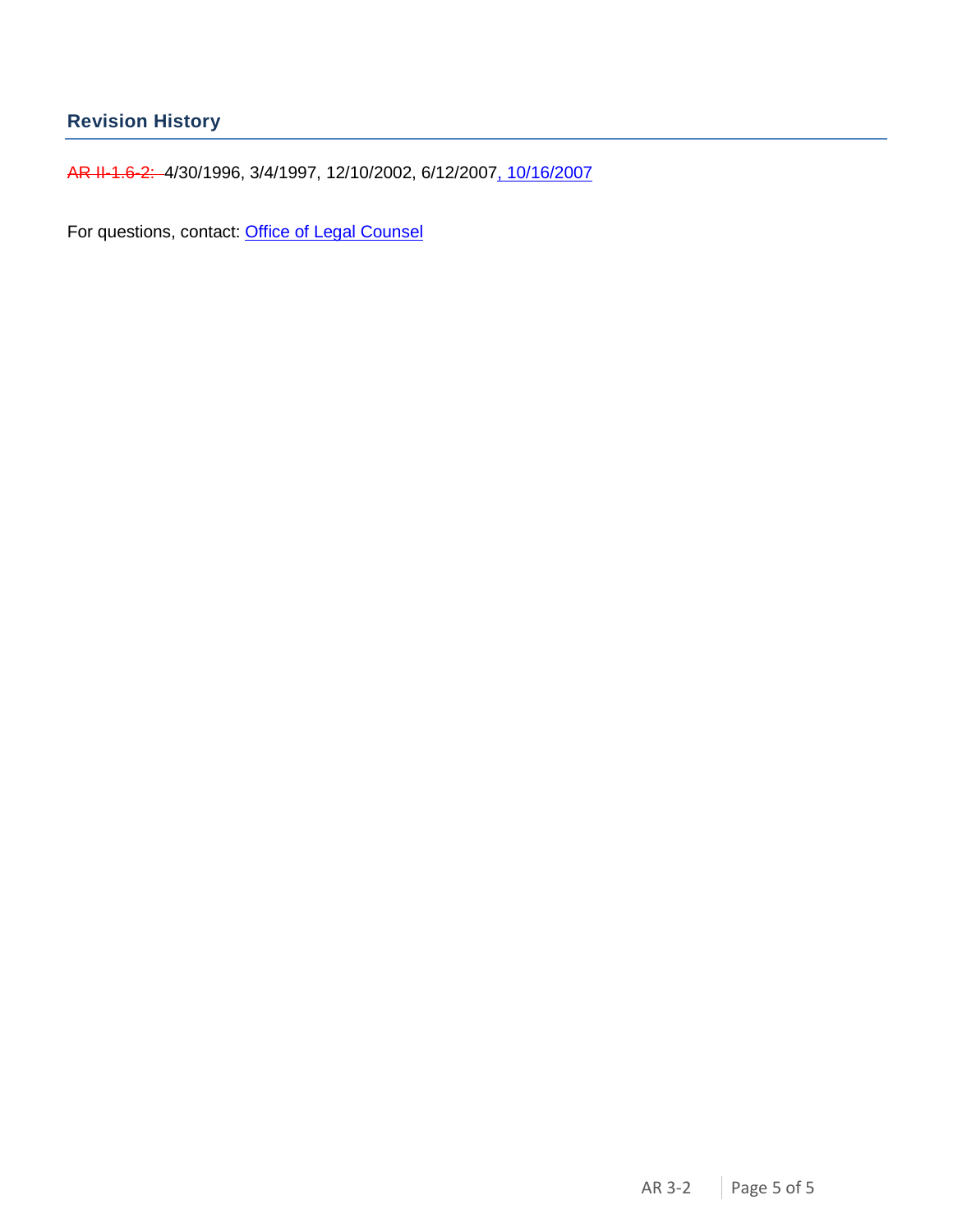## Revision History

~~AR II-1.6-2:~~ 4/30/1996, 3/4/1997, 12/10/2002, 6/12/2007, 10/16/2007

For questions, contact: Office of Legal Counsel